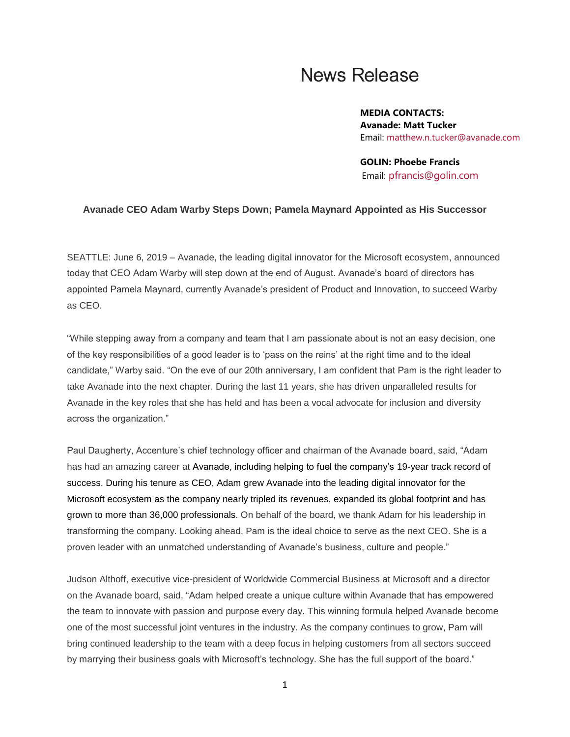# News Release

**MEDIA CONTACTS:**
**Avanade: Matt Tucker**
Email: matthew.n.tucker@avanade.com

**GOLIN: Phoebe Francis**
Email: pfrancis@golin.com

## Avanade CEO Adam Warby Steps Down; Pamela Maynard Appointed as His Successor

SEATTLE: June 6, 2019 – Avanade, the leading digital innovator for the Microsoft ecosystem, announced today that CEO Adam Warby will step down at the end of August. Avanade's board of directors has appointed Pamela Maynard, currently Avanade's president of Product and Innovation, to succeed Warby as CEO.

"While stepping away from a company and team that I am passionate about is not an easy decision, one of the key responsibilities of a good leader is to 'pass on the reins' at the right time and to the ideal candidate," Warby said. "On the eve of our 20th anniversary, I am confident that Pam is the right leader to take Avanade into the next chapter. During the last 11 years, she has driven unparalleled results for Avanade in the key roles that she has held and has been a vocal advocate for inclusion and diversity across the organization."

Paul Daugherty, Accenture's chief technology officer and chairman of the Avanade board, said, "Adam has had an amazing career at Avanade, including helping to fuel the company's 19-year track record of success. During his tenure as CEO, Adam grew Avanade into the leading digital innovator for the Microsoft ecosystem as the company nearly tripled its revenues, expanded its global footprint and has grown to more than 36,000 professionals. On behalf of the board, we thank Adam for his leadership in transforming the company. Looking ahead, Pam is the ideal choice to serve as the next CEO. She is a proven leader with an unmatched understanding of Avanade's business, culture and people."

Judson Althoff, executive vice-president of Worldwide Commercial Business at Microsoft and a director on the Avanade board, said, "Adam helped create a unique culture within Avanade that has empowered the team to innovate with passion and purpose every day. This winning formula helped Avanade become one of the most successful joint ventures in the industry. As the company continues to grow, Pam will bring continued leadership to the team with a deep focus in helping customers from all sectors succeed by marrying their business goals with Microsoft's technology. She has the full support of the board."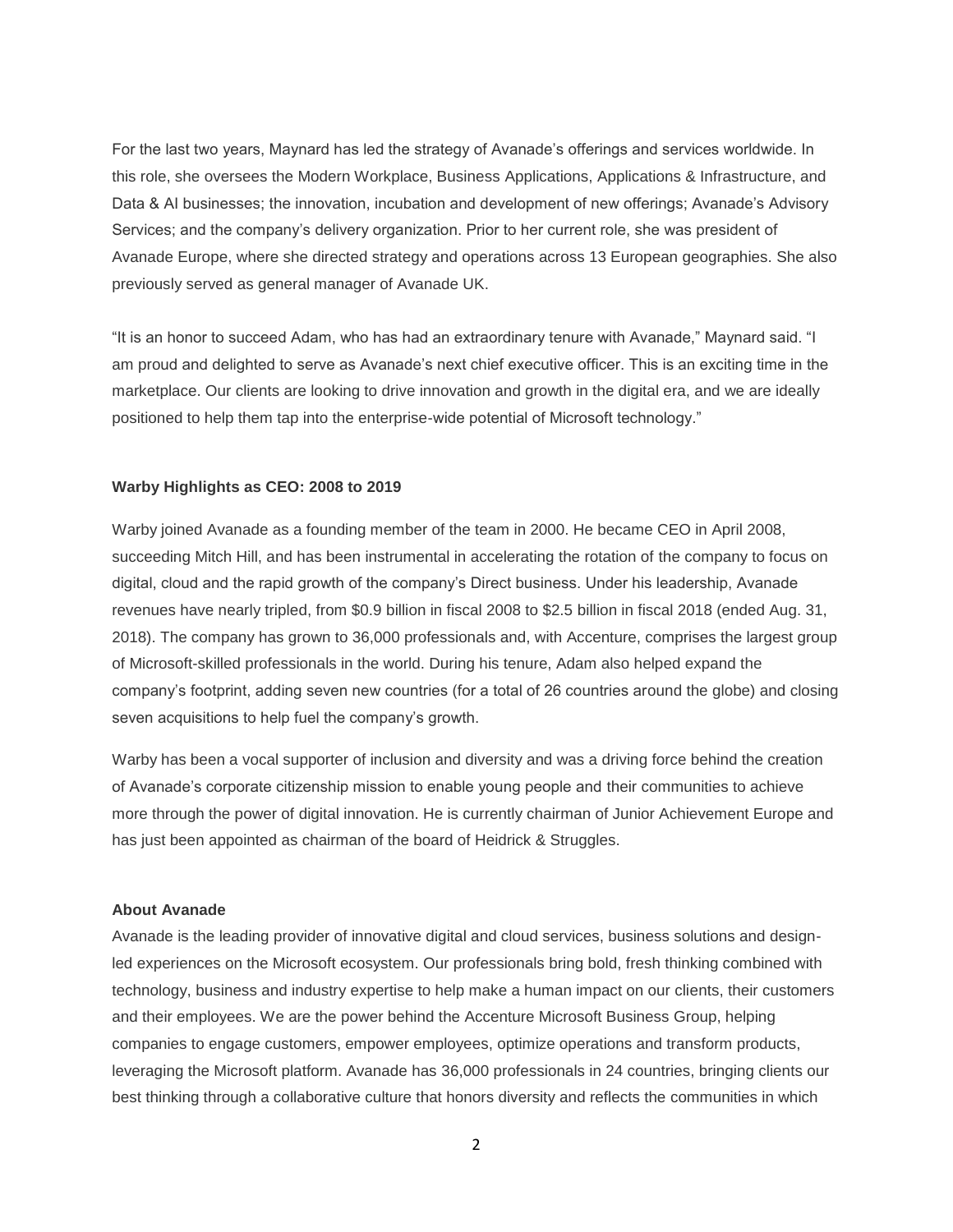For the last two years, Maynard has led the strategy of Avanade's offerings and services worldwide. In this role, she oversees the Modern Workplace, Business Applications, Applications & Infrastructure, and Data & AI businesses; the innovation, incubation and development of new offerings; Avanade's Advisory Services; and the company's delivery organization. Prior to her current role, she was president of Avanade Europe, where she directed strategy and operations across 13 European geographies. She also previously served as general manager of Avanade UK.

"It is an honor to succeed Adam, who has had an extraordinary tenure with Avanade," Maynard said. "I am proud and delighted to serve as Avanade's next chief executive officer. This is an exciting time in the marketplace. Our clients are looking to drive innovation and growth in the digital era, and we are ideally positioned to help them tap into the enterprise-wide potential of Microsoft technology."

**Warby Highlights as CEO: 2008 to 2019**

Warby joined Avanade as a founding member of the team in 2000. He became CEO in April 2008, succeeding Mitch Hill, and has been instrumental in accelerating the rotation of the company to focus on digital, cloud and the rapid growth of the company's Direct business. Under his leadership, Avanade revenues have nearly tripled, from $0.9 billion in fiscal 2008 to $2.5 billion in fiscal 2018 (ended Aug. 31, 2018). The company has grown to 36,000 professionals and, with Accenture, comprises the largest group of Microsoft-skilled professionals in the world. During his tenure, Adam also helped expand the company's footprint, adding seven new countries (for a total of 26 countries around the globe) and closing seven acquisitions to help fuel the company's growth.

Warby has been a vocal supporter of inclusion and diversity and was a driving force behind the creation of Avanade's corporate citizenship mission to enable young people and their communities to achieve more through the power of digital innovation. He is currently chairman of Junior Achievement Europe and has just been appointed as chairman of the board of Heidrick & Struggles.

**About Avanade**

Avanade is the leading provider of innovative digital and cloud services, business solutions and design-led experiences on the Microsoft ecosystem. Our professionals bring bold, fresh thinking combined with technology, business and industry expertise to help make a human impact on our clients, their customers and their employees. We are the power behind the Accenture Microsoft Business Group, helping companies to engage customers, empower employees, optimize operations and transform products, leveraging the Microsoft platform. Avanade has 36,000 professionals in 24 countries, bringing clients our best thinking through a collaborative culture that honors diversity and reflects the communities in which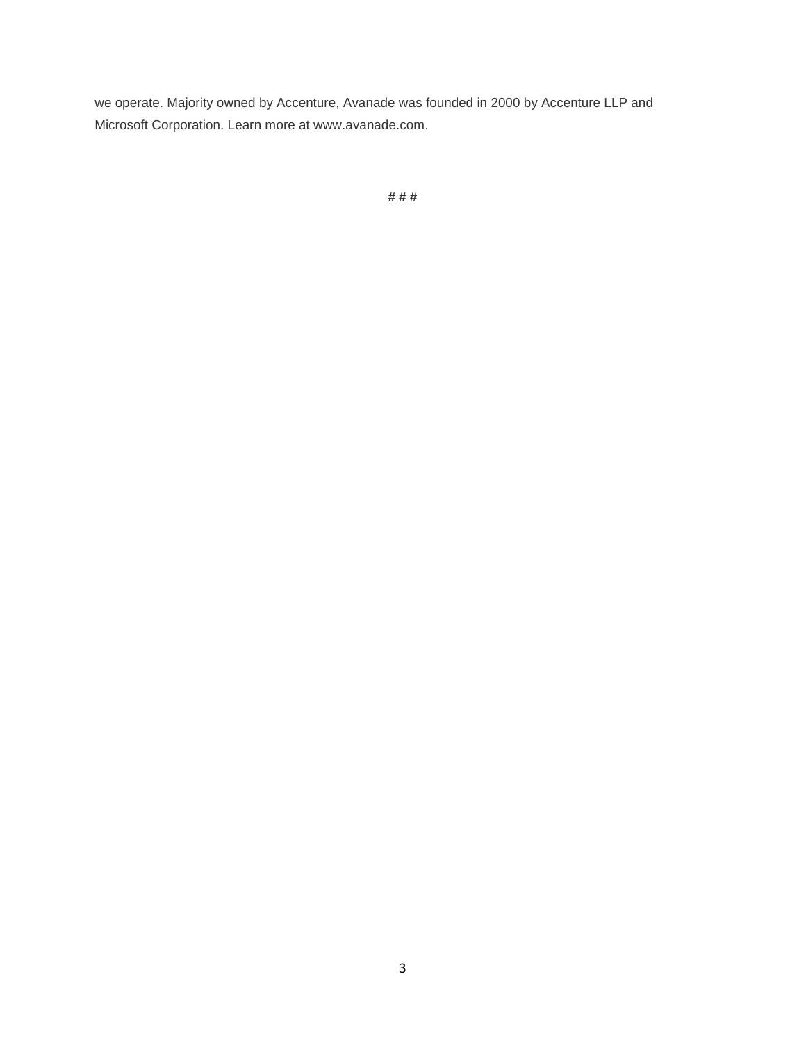we operate. Majority owned by Accenture, Avanade was founded in 2000 by Accenture LLP and Microsoft Corporation. Learn more at www.avanade.com.

# # #